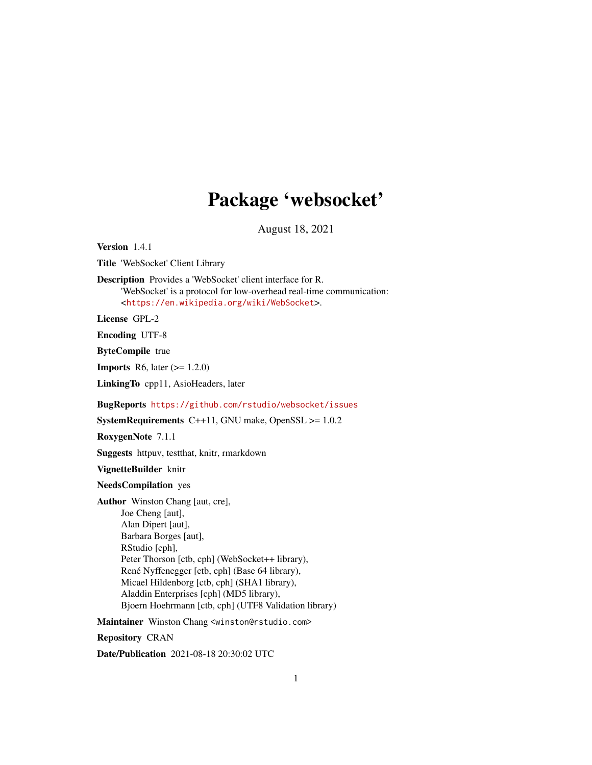# Package 'websocket'

August 18, 2021

**Version** 1.4.1

**Title** 'WebSocket' Client Library

**Description** Provides a 'WebSocket' client interface for R.
'WebSocket' is a protocol for low-overhead real-time communication:
<https://en.wikipedia.org/wiki/WebSocket>.

**License** GPL-2

**Encoding** UTF-8

**ByteCompile** true

**Imports** R6, later (>= 1.2.0)

**LinkingTo** cpp11, AsioHeaders, later

**BugReports** https://github.com/rstudio/websocket/issues

**SystemRequirements** C++11, GNU make, OpenSSL >= 1.0.2

**RoxygenNote** 7.1.1

**Suggests** httpuv, testthat, knitr, rmarkdown

**VignetteBuilder** knitr

**NeedsCompilation** yes

**Author** Winston Chang [aut, cre],
Joe Cheng [aut],
Alan Dipert [aut],
Barbara Borges [aut],
RStudio [cph],
Peter Thorson [ctb, cph] (WebSocket++ library),
René Nyffenegger [ctb, cph] (Base 64 library),
Micael Hildenborg [ctb, cph] (SHA1 library),
Aladdin Enterprises [cph] (MD5 library),
Bjoern Hoehrmann [ctb, cph] (UTF8 Validation library)

**Maintainer** Winston Chang <winston@rstudio.com>

**Repository** CRAN

**Date/Publication** 2021-08-18 20:30:02 UTC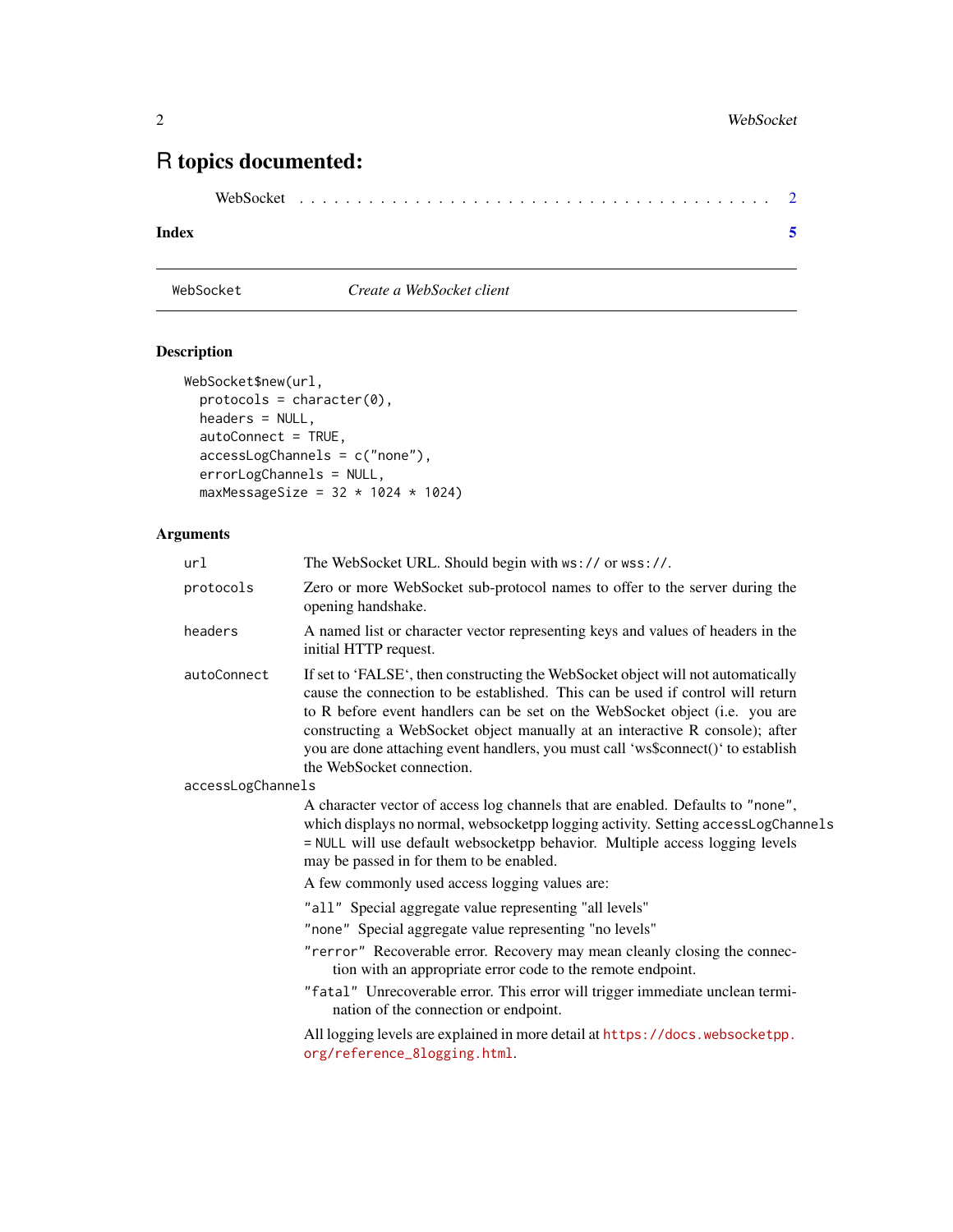# R topics documented:

WebSocket . . . . . . . . . . . . . . . . . . . . . . . . . . . . . . . . . . . . . . 2

**Index** 5

---

`WebSocket` *Create a WebSocket client*

---

## Description

```
WebSocket$new(url,
  protocols = character(0),
  headers = NULL,
  autoConnect = TRUE,
  accessLogChannels = c("none"),
  errorLogChannels = NULL,
  maxMessageSize = 32 * 1024 * 1024)
```

## Arguments

`url` The WebSocket URL. Should begin with `ws://` or `wss://`.

`protocols` Zero or more WebSocket sub-protocol names to offer to the server during the opening handshake.

`headers` A named list or character vector representing keys and values of headers in the initial HTTP request.

`autoConnect` If set to 'FALSE', then constructing the WebSocket object will not automatically cause the connection to be established. This can be used if control will return to R before event handlers can be set on the WebSocket object (i.e. you are constructing a WebSocket object manually at an interactive R console); after you are done attaching event handlers, you must call 'ws$connect()' to establish the WebSocket connection.

`accessLogChannels`
A character vector of access log channels that are enabled. Defaults to `"none"`, which displays no normal, websocketpp logging activity. Setting `accessLogChannels = NULL` will use default websocketpp behavior. Multiple access logging levels may be passed in for them to be enabled.

A few commonly used access logging values are:

`"all"` Special aggregate value representing "all levels"

`"none"` Special aggregate value representing "no levels"

`"rerror"` Recoverable error. Recovery may mean cleanly closing the connection with an appropriate error code to the remote endpoint.

`"fatal"` Unrecoverable error. This error will trigger immediate unclean termination of the connection or endpoint.

All logging levels are explained in more detail at https://docs.websocketpp.org/reference_8logging.html.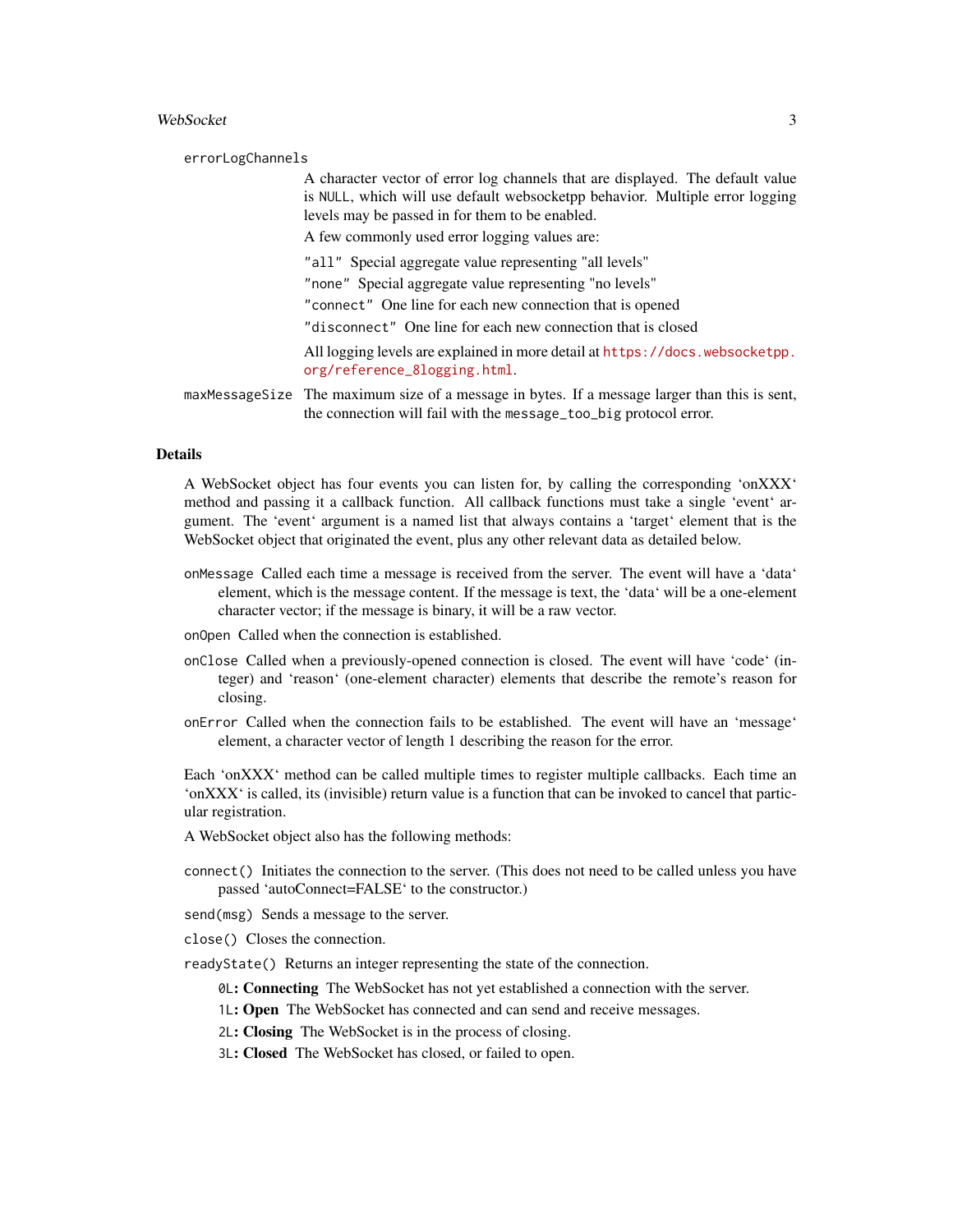errorLogChannels

: A character vector of error log channels that are displayed. The default value is `NULL`, which will use default websocketpp behavior. Multiple error logging levels may be passed in for them to be enabled.

  A few commonly used error logging values are:

  `"all"` Special aggregate value representing "all levels"

  `"none"` Special aggregate value representing "no levels"

  `"connect"` One line for each new connection that is opened

  `"disconnect"` One line for each new connection that is closed

  All logging levels are explained in more detail at https://docs.websocketpp.org/reference_8logging.html.

maxMessageSize

: The maximum size of a message in bytes. If a message larger than this is sent, the connection will fail with the `message_too_big` protocol error.

## Details

A WebSocket object has four events you can listen for, by calling the corresponding 'onXXX' method and passing it a callback function. All callback functions must take a single 'event' argument. The 'event' argument is a named list that always contains a 'target' element that is the WebSocket object that originated the event, plus any other relevant data as detailed below.

- `onMessage` Called each time a message is received from the server. The event will have a 'data' element, which is the message content. If the message is text, the 'data' will be a one-element character vector; if the message is binary, it will be a raw vector.
- `onOpen` Called when the connection is established.
- `onClose` Called when a previously-opened connection is closed. The event will have 'code' (integer) and 'reason' (one-element character) elements that describe the remote's reason for closing.
- `onError` Called when the connection fails to be established. The event will have an 'message' element, a character vector of length 1 describing the reason for the error.

Each 'onXXX' method can be called multiple times to register multiple callbacks. Each time an 'onXXX' is called, its (invisible) return value is a function that can be invoked to cancel that particular registration.

A WebSocket object also has the following methods:

- `connect()` Initiates the connection to the server. (This does not need to be called unless you have passed 'autoConnect=FALSE' to the constructor.)
- `send(msg)` Sends a message to the server.
- `close()` Closes the connection.
- `readyState()` Returns an integer representing the state of the connection.
  - `0L`**: Connecting** The WebSocket has not yet established a connection with the server.
  - `1L`**: Open** The WebSocket has connected and can send and receive messages.
  - `2L`**: Closing** The WebSocket is in the process of closing.
  - `3L`**: Closed** The WebSocket has closed, or failed to open.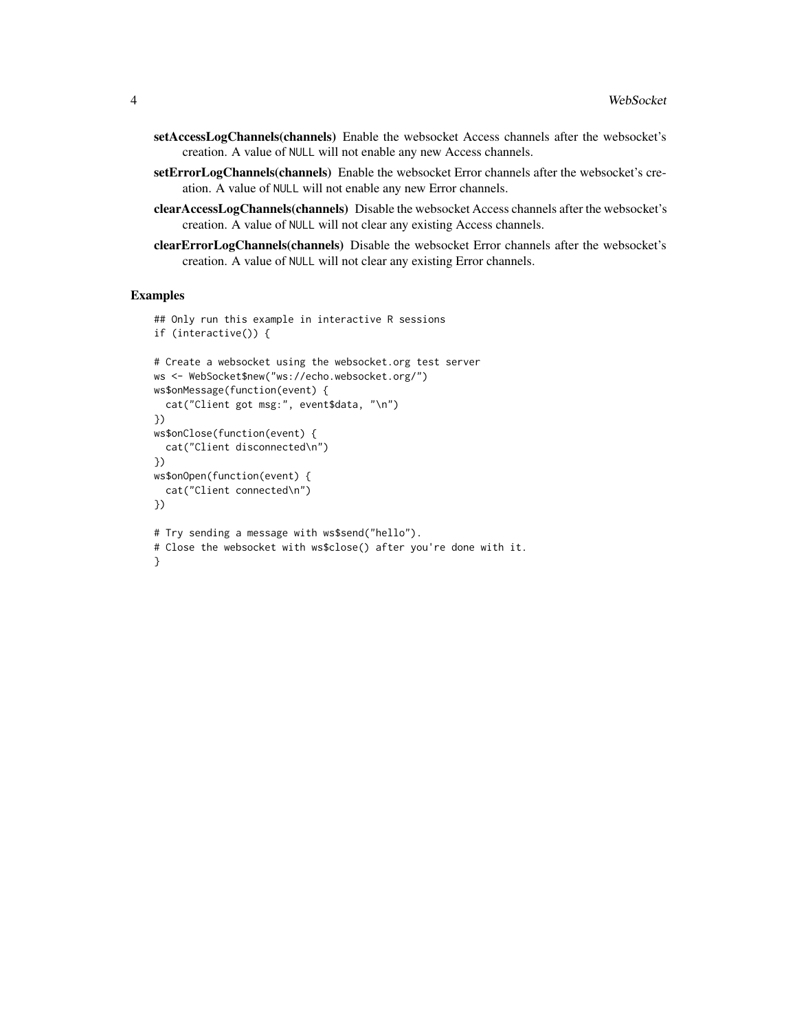**setAccessLogChannels(channels)** Enable the websocket Access channels after the websocket's creation. A value of NULL will not enable any new Access channels.

**setErrorLogChannels(channels)** Enable the websocket Error channels after the websocket's creation. A value of NULL will not enable any new Error channels.

**clearAccessLogChannels(channels)** Disable the websocket Access channels after the websocket's creation. A value of NULL will not clear any existing Access channels.

**clearErrorLogChannels(channels)** Disable the websocket Error channels after the websocket's creation. A value of NULL will not clear any existing Error channels.

## Examples

```
## Only run this example in interactive R sessions
if (interactive()) {

# Create a websocket using the websocket.org test server
ws <- WebSocket$new("ws://echo.websocket.org/")
ws$onMessage(function(event) {
  cat("Client got msg:", event$data, "\n")
})
ws$onClose(function(event) {
  cat("Client disconnected\n")
})
ws$onOpen(function(event) {
  cat("Client connected\n")
})

# Try sending a message with ws$send("hello").
# Close the websocket with ws$close() after you're done with it.
}
```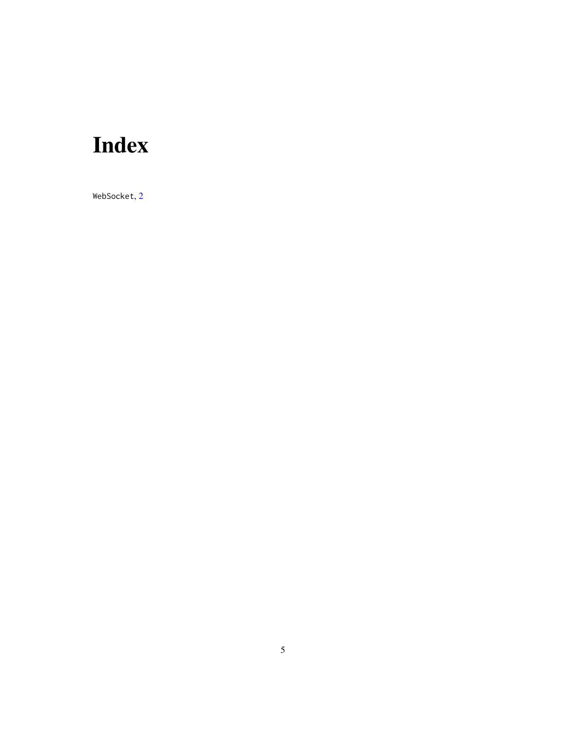# Index

`WebSocket`, 2